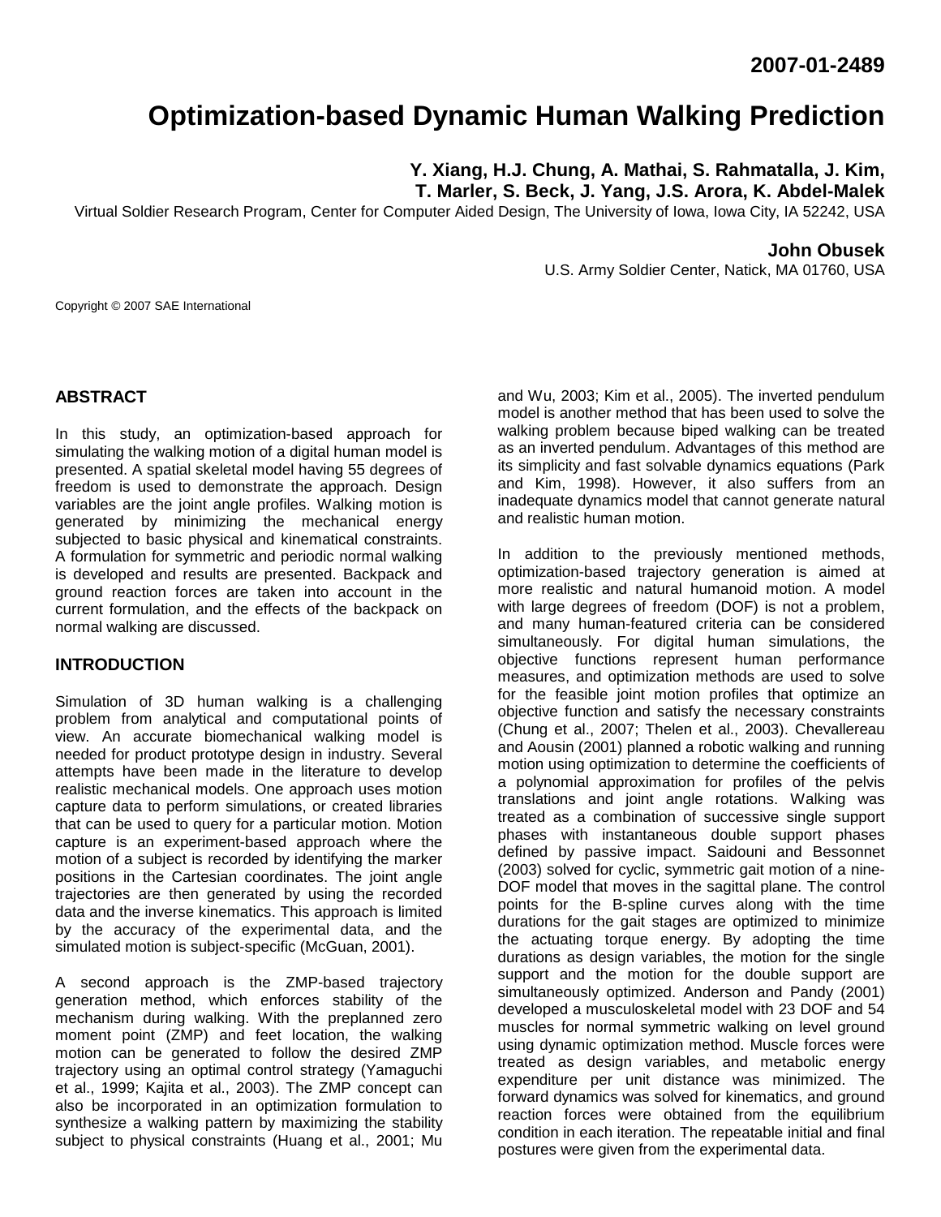2007-01-2489

# Optimization-based Dynamic Human Walking Prediction

**Y. Xiang, H.J. Chung, A. Mathai, S. Rahmatalla, J. Kim, T. Marler, S. Beck, J. Yang, J.S. Arora, K. Abdel-Malek**

Virtual Soldier Research Program, Center for Computer Aided Design, The University of Iowa, Iowa City, IA 52242, USA

**John Obusek**

U.S. Army Soldier Center, Natick, MA 01760, USA

Copyright © 2007 SAE International

## ABSTRACT

In this study, an optimization-based approach for simulating the walking motion of a digital human model is presented. A spatial skeletal model having 55 degrees of freedom is used to demonstrate the approach. Design variables are the joint angle profiles. Walking motion is generated by minimizing the mechanical energy subjected to basic physical and kinematical constraints. A formulation for symmetric and periodic normal walking is developed and results are presented. Backpack and ground reaction forces are taken into account in the current formulation, and the effects of the backpack on normal walking are discussed.

## INTRODUCTION

Simulation of 3D human walking is a challenging problem from analytical and computational points of view. An accurate biomechanical walking model is needed for product prototype design in industry. Several attempts have been made in the literature to develop realistic mechanical models. One approach uses motion capture data to perform simulations, or created libraries that can be used to query for a particular motion. Motion capture is an experiment-based approach where the motion of a subject is recorded by identifying the marker positions in the Cartesian coordinates. The joint angle trajectories are then generated by using the recorded data and the inverse kinematics. This approach is limited by the accuracy of the experimental data, and the simulated motion is subject-specific (McGuan, 2001).

A second approach is the ZMP-based trajectory generation method, which enforces stability of the mechanism during walking. With the preplanned zero moment point (ZMP) and feet location, the walking motion can be generated to follow the desired ZMP trajectory using an optimal control strategy (Yamaguchi et al., 1999; Kajita et al., 2003). The ZMP concept can also be incorporated in an optimization formulation to synthesize a walking pattern by maximizing the stability subject to physical constraints (Huang et al., 2001; Mu and Wu, 2003; Kim et al., 2005). The inverted pendulum model is another method that has been used to solve the walking problem because biped walking can be treated as an inverted pendulum. Advantages of this method are its simplicity and fast solvable dynamics equations (Park and Kim, 1998). However, it also suffers from an inadequate dynamics model that cannot generate natural and realistic human motion.

In addition to the previously mentioned methods, optimization-based trajectory generation is aimed at more realistic and natural humanoid motion. A model with large degrees of freedom (DOF) is not a problem, and many human-featured criteria can be considered simultaneously. For digital human simulations, the objective functions represent human performance measures, and optimization methods are used to solve for the feasible joint motion profiles that optimize an objective function and satisfy the necessary constraints (Chung et al., 2007; Thelen et al., 2003). Chevallereau and Aousin (2001) planned a robotic walking and running motion using optimization to determine the coefficients of a polynomial approximation for profiles of the pelvis translations and joint angle rotations. Walking was treated as a combination of successive single support phases with instantaneous double support phases defined by passive impact. Saidouni and Bessonnet (2003) solved for cyclic, symmetric gait motion of a nine-DOF model that moves in the sagittal plane. The control points for the B-spline curves along with the time durations for the gait stages are optimized to minimize the actuating torque energy. By adopting the time durations as design variables, the motion for the single support and the motion for the double support are simultaneously optimized. Anderson and Pandy (2001) developed a musculoskeletal model with 23 DOF and 54 muscles for normal symmetric walking on level ground using dynamic optimization method. Muscle forces were treated as design variables, and metabolic energy expenditure per unit distance was minimized. The forward dynamics was solved for kinematics, and ground reaction forces were obtained from the equilibrium condition in each iteration. The repeatable initial and final postures were given from the experimental data.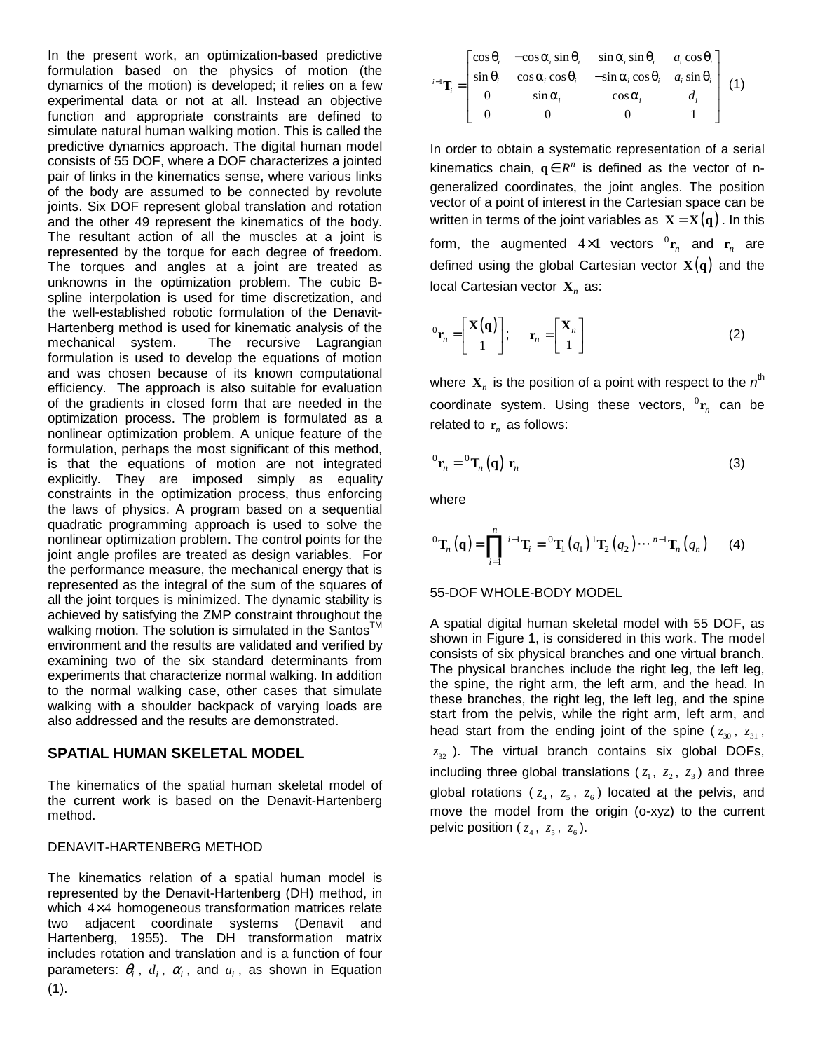In the present work, an optimization-based predictive formulation based on the physics of motion (the dynamics of the motion) is developed; it relies on a few experimental data or not at all. Instead an objective function and appropriate constraints are defined to simulate natural human walking motion. This is called the predictive dynamics approach. The digital human model consists of 55 DOF, where a DOF characterizes a jointed pair of links in the kinematics sense, where various links of the body are assumed to be connected by revolute joints. Six DOF represent global translation and rotation and the other 49 represent the kinematics of the body. The resultant action of all the muscles at a joint is represented by the torque for each degree of freedom. The torques and angles at a joint are treated as unknowns in the optimization problem. The cubic B-spline interpolation is used for time discretization, and the well-established robotic formulation of the Denavit-Hartenberg method is used for kinematic analysis of the mechanical system. The recursive Lagrangian formulation is used to develop the equations of motion and was chosen because of its known computational efficiency. The approach is also suitable for evaluation of the gradients in closed form that are needed in the optimization process. The problem is formulated as a nonlinear optimization problem. A unique feature of the formulation, perhaps the most significant of this method, is that the equations of motion are not integrated explicitly. They are imposed simply as equality constraints in the optimization process, thus enforcing the laws of physics. A program based on a sequential quadratic programming approach is used to solve the nonlinear optimization problem. The control points for the joint angle profiles are treated as design variables. For the performance measure, the mechanical energy that is represented as the integral of the sum of the squares of all the joint torques is minimized. The dynamic stability is achieved by satisfying the ZMP constraint throughout the walking motion. The solution is simulated in the Santos™ environment and the results are validated and verified by examining two of the six standard determinants from experiments that characterize normal walking. In addition to the normal walking case, other cases that simulate walking with a shoulder backpack of varying loads are also addressed and the results are demonstrated.

## SPATIAL HUMAN SKELETAL MODEL

The kinematics of the spatial human skeletal model of the current work is based on the Denavit-Hartenberg method.

### DENAVIT-HARTENBERG METHOD

The kinematics relation of a spatial human model is represented by the Denavit-Hartenberg (DH) method, in which $4\times4$ homogeneous transformation matrices relate two adjacent coordinate systems (Denavit and Hartenberg, 1955). The DH transformation matrix includes rotation and translation and is a function of four parameters: $\theta_i$, $d_i$, $\alpha_i$, and $a_i$, as shown in Equation (1).

$$
{}^{i-1}\mathbf{T}_i = \begin{bmatrix} \cos\theta_i & -\cos\alpha_i \sin\theta_i & \sin\alpha_i \sin\theta_i & a_i \cos\theta_i \\ \sin\theta_i & \cos\alpha_i \cos\theta_i & -\sin\alpha_i \cos\theta_i & a_i \sin\theta_i \\ 0 & \sin\alpha_i & \cos\alpha_i & d_i \\ 0 & 0 & 0 & 1 \end{bmatrix} \quad (1)
$$

In order to obtain a systematic representation of a serial kinematics chain, $\mathbf{q} \in R^n$ is defined as the vector of n-generalized coordinates, the joint angles. The position vector of a point of interest in the Cartesian space can be written in terms of the joint variables as $\mathbf{X} = \mathbf{X}(\mathbf{q})$. In this form, the augmented $4\times1$ vectors ${}^0\mathbf{r}_n$ and $\mathbf{r}_n$ are defined using the global Cartesian vector $\mathbf{X}(\mathbf{q})$ and the local Cartesian vector $\mathbf{X}_n$ as:

$$
{}^0\mathbf{r}_n = \begin{bmatrix} \mathbf{X}(\mathbf{q}) \\ 1 \end{bmatrix}; \quad \mathbf{r}_n = \begin{bmatrix} \mathbf{X}_n \\ 1 \end{bmatrix} \quad (2)
$$

where $\mathbf{X}_n$ is the position of a point with respect to the $n^{\text{th}}$ coordinate system. Using these vectors, ${}^0\mathbf{r}_n$ can be related to $\mathbf{r}_n$ as follows:

$$
{}^0\mathbf{r}_n = {}^0\mathbf{T}_n(\mathbf{q})\,\mathbf{r}_n \quad (3)
$$

where

$$
{}^0\mathbf{T}_n(\mathbf{q}) = \prod_{i=1}^{n} {}^{i-1}\mathbf{T}_i = {}^0\mathbf{T}_1(q_1)\,{}^1\mathbf{T}_2(q_2)\cdots{}^{n-1}\mathbf{T}_n(q_n) \quad (4)
$$

### 55-DOF WHOLE-BODY MODEL

A spatial digital human skeletal model with 55 DOF, as shown in Figure 1, is considered in this work. The model consists of six physical branches and one virtual branch. The physical branches include the right leg, the left leg, the spine, the right arm, the left arm, and the head. In these branches, the right leg, the left leg, and the spine start from the pelvis, while the right arm, left arm, and head start from the ending joint of the spine ($z_{30}$, $z_{31}$, $z_{32}$). The virtual branch contains six global DOFs, including three global translations ($z_1$, $z_2$, $z_3$) and three global rotations ($z_4$, $z_5$, $z_6$) located at the pelvis, and move the model from the origin (o-xyz) to the current pelvic position ($z_4$, $z_5$, $z_6$).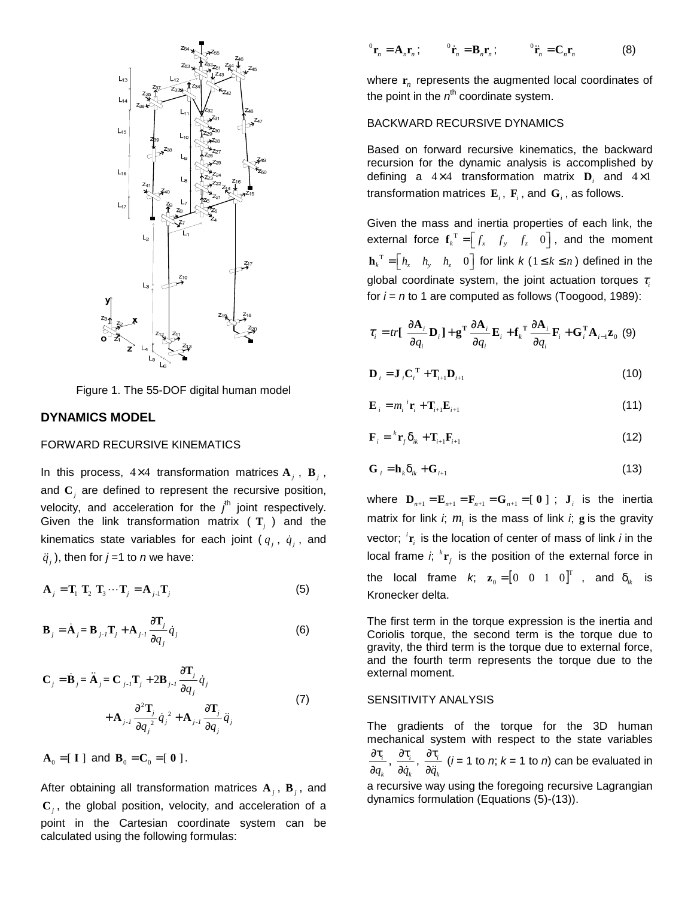Figure 1. The 55-DOF digital human model

## DYNAMICS MODEL

### FORWARD RECURSIVE KINEMATICS

In this process, $4\times4$ transformation matrices $\mathbf{A}_j$, $\mathbf{B}_j$, and $\mathbf{C}_j$ are defined to represent the recursive position, velocity, and acceleration for the $j^{th}$ joint respectively. Given the link transformation matrix ($\mathbf{T}_j$) and the kinematics state variables for each joint ($q_j$, $\dot{q}_j$, and $\ddot{q}_j$), then for $j$ =1 to $n$ we have:

$$\mathbf{A}_j = \mathbf{T}_1 \mathbf{T}_2 \mathbf{T}_3 \cdots \mathbf{T}_j = \mathbf{A}_{j-1}\mathbf{T}_j \tag{5}$$

$$\mathbf{B}_j = \dot{\mathbf{A}}_j = \mathbf{B}_{j-1}\mathbf{T}_j + \mathbf{A}_{j-1}\frac{\partial \mathbf{T}_j}{\partial q_j}\dot{q}_j \tag{6}$$

$$\mathbf{C}_j = \dot{\mathbf{B}}_j = \ddot{\mathbf{A}}_j = \mathbf{C}_{j-1}\mathbf{T}_j + 2\mathbf{B}_{j-1}\frac{\partial \mathbf{T}_j}{\partial q_j}\dot{q}_j + \mathbf{A}_{j-1}\frac{\partial^2 \mathbf{T}_j}{\partial q_j^2}\dot{q}_j^2 + \mathbf{A}_{j-1}\frac{\partial \mathbf{T}_j}{\partial q_j}\ddot{q}_j \tag{7}$$

$\mathbf{A}_0 = [\,\mathbf{I}\,]$ and $\mathbf{B}_0 = \mathbf{C}_0 = [\,\mathbf{0}\,]$.

After obtaining all transformation matrices $\mathbf{A}_j$, $\mathbf{B}_j$, and $\mathbf{C}_j$, the global position, velocity, and acceleration of a point in the Cartesian coordinate system can be calculated using the following formulas:

$$^{0}\mathbf{r}_n = \mathbf{A}_n\mathbf{r}_n\,; \qquad ^{0}\dot{\mathbf{r}}_n = \mathbf{B}_n\mathbf{r}_n\,; \qquad ^{0}\ddot{\mathbf{r}}_n = \mathbf{C}_n\mathbf{r}_n \tag{8}$$

where $\mathbf{r}_n$ represents the augmented local coordinates of the point in the $n^{th}$ coordinate system.

### BACKWARD RECURSIVE DYNAMICS

Based on forward recursive kinematics, the backward recursion for the dynamic analysis is accomplished by defining a $4\times4$ transformation matrix $\mathbf{D}_i$ and $4\times1$ transformation matrices $\mathbf{E}_i$, $\mathbf{F}_i$, and $\mathbf{G}_i$, as follows.

Given the mass and inertia properties of each link, the external force $\mathbf{f}_k^{\mathrm{T}} = \begin{bmatrix} f_x & f_y & f_z & 0 \end{bmatrix}$, and the moment $\mathbf{h}_k^{\mathrm{T}} = \begin{bmatrix} h_x & h_y & h_z & 0 \end{bmatrix}$ for link $k$ ($1 \le k \le n$) defined in the global coordinate system, the joint actuation torques $\tau_i$ for $i$ = $n$ to 1 are computed as follows (Toogood, 1989):

$$\tau_i = tr\left[\frac{\partial \mathbf{A}_i}{\partial q_i}\mathbf{D}_i\right] + \mathbf{g}^{\mathrm{T}}\frac{\partial \mathbf{A}_i}{\partial q_i}\mathbf{E}_i + \mathbf{f}_k^{\mathrm{T}}\frac{\partial \mathbf{A}_i}{\partial q_i}\mathbf{F}_i + \mathbf{G}_i^{\mathrm{T}}\mathbf{A}_{i-1}\mathbf{z}_0 \tag{9}$$

$$\mathbf{D}_i = \mathbf{J}_i\mathbf{C}_i^{\mathrm{T}} + \mathbf{T}_{i+1}\mathbf{D}_{i+1} \tag{10}$$

$$\mathbf{E}_i = m_i\,{}^{i}\mathbf{r}_i + \mathbf{T}_{i+1}\mathbf{E}_{i+1} \tag{11}$$

$$\mathbf{F}_i = {}^{k}\mathbf{r}_f\,\delta_{ik} + \mathbf{T}_{i+1}\mathbf{F}_{i+1} \tag{12}$$

$$\mathbf{G}_i = \mathbf{h}_k\delta_{ik} + \mathbf{G}_{i+1} \tag{13}$$

where $\mathbf{D}_{n+1} = \mathbf{E}_{n+1} = \mathbf{F}_{n+1} = \mathbf{G}_{n+1} = [\,\mathbf{0}\,]$; $\mathbf{J}_i$ is the inertia matrix for link $i$; $m_i$ is the mass of link $i$; $\mathbf{g}$ is the gravity vector; ${}^{i}\mathbf{r}_i$ is the location of center of mass of link $i$ in the local frame $i$; ${}^{k}\mathbf{r}_f$ is the position of the external force in the local frame $k$; $\mathbf{z}_0 = \begin{bmatrix} 0 & 0 & 1 & 0 \end{bmatrix}^{\mathrm{T}}$, and $\delta_{ik}$ is Kronecker delta.

The first term in the torque expression is the inertia and Coriolis torque, the second term is the torque due to gravity, the third term is the torque due to external force, and the fourth term represents the torque due to the external moment.

### SENSITIVITY ANALYSIS

The gradients of the torque for the 3D human mechanical system with respect to the state variables $\frac{\partial \tau_i}{\partial q_k}$, $\frac{\partial \tau_i}{\partial \dot{q}_k}$, $\frac{\partial \tau_i}{\partial \ddot{q}_k}$ ($i$ = 1 to $n$; $k$ = 1 to $n$) can be evaluated in a recursive way using the foregoing recursive Lagrangian dynamics formulation (Equations (5)-(13)).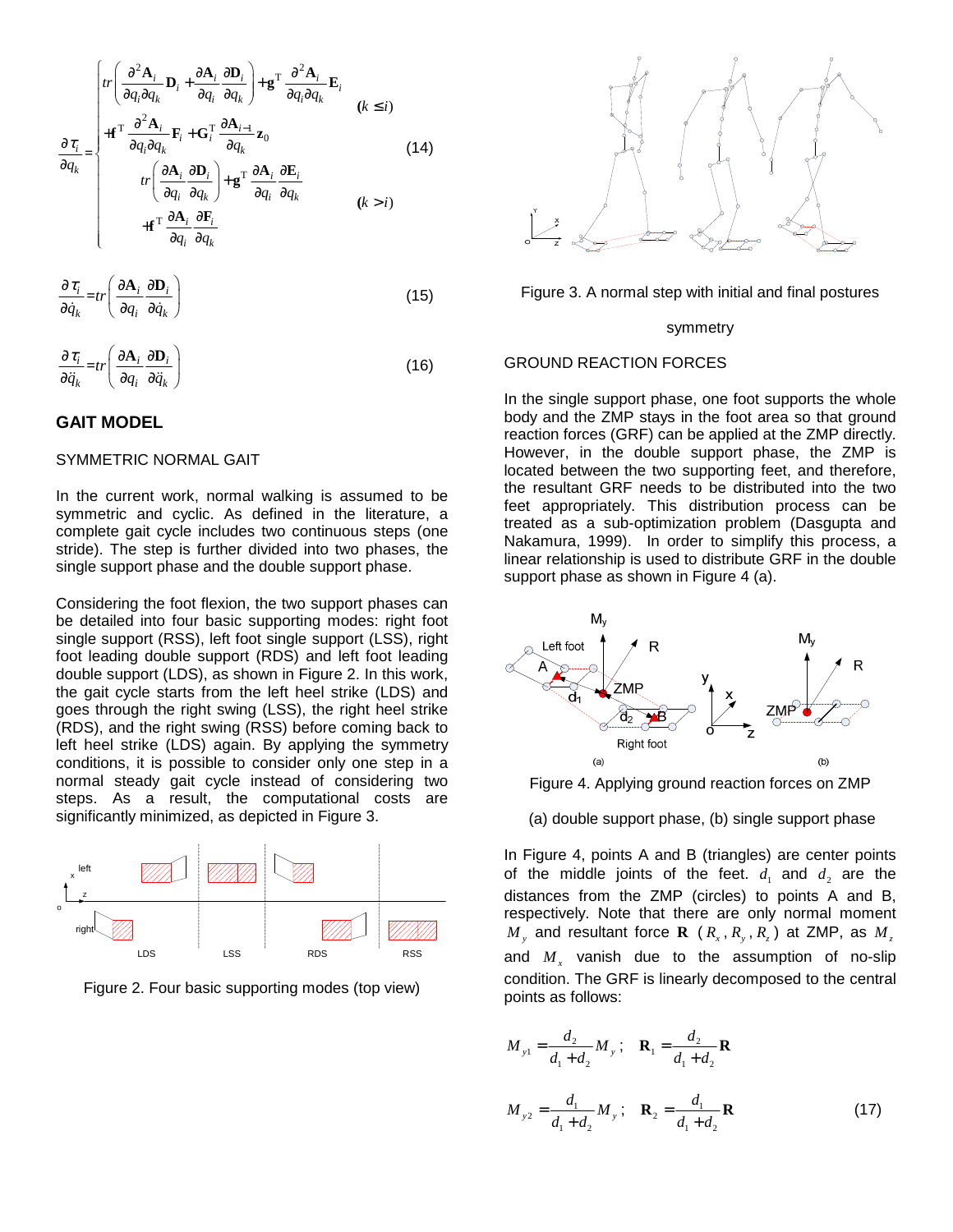$$
\frac{\partial \tau_i}{\partial q_k} = \begin{cases} tr\left(\dfrac{\partial^2 \mathbf{A}_i}{\partial q_i \partial q_k}\mathbf{D}_i + \dfrac{\partial \mathbf{A}_i}{\partial q_i}\dfrac{\partial \mathbf{D}_i}{\partial q_k}\right) + \mathbf{g}^{\mathrm{T}}\dfrac{\partial^2 \mathbf{A}_i}{\partial q_i \partial q_k}\mathbf{E}_i \\ + \mathbf{f}^{\mathrm{T}}\dfrac{\partial^2 \mathbf{A}_i}{\partial q_i \partial q_k}\mathbf{F}_i + \mathbf{G}_i^{\mathrm{T}}\dfrac{\partial \mathbf{A}_{i-1}}{\partial q_k}\mathbf{z}_0 & (k \le i) \\ tr\left(\dfrac{\partial \mathbf{A}_i}{\partial q_i}\dfrac{\partial \mathbf{D}_i}{\partial q_k}\right) + \mathbf{g}^{\mathrm{T}}\dfrac{\partial \mathbf{A}_i}{\partial q_i}\dfrac{\partial \mathbf{E}_i}{\partial q_k} \\ + \mathbf{f}^{\mathrm{T}}\dfrac{\partial \mathbf{A}_i}{\partial q_i}\dfrac{\partial \mathbf{F}_i}{\partial q_k} & (k > i) \end{cases} \tag{14}
$$

$$
\frac{\partial \tau_i}{\partial \dot{q}_k} = tr\left(\frac{\partial \mathbf{A}_i}{\partial q_i}\frac{\partial \mathbf{D}_i}{\partial \dot{q}_k}\right) \tag{15}
$$

$$
\frac{\partial \tau_i}{\partial \ddot{q}_k} = tr\left(\frac{\partial \mathbf{A}_i}{\partial q_i}\frac{\partial \mathbf{D}_i}{\partial \ddot{q}_k}\right) \tag{16}
$$

## GAIT MODEL

### SYMMETRIC NORMAL GAIT

In the current work, normal walking is assumed to be symmetric and cyclic. As defined in the literature, a complete gait cycle includes two continuous steps (one stride). The step is further divided into two phases, the single support phase and the double support phase.

Considering the foot flexion, the two support phases can be detailed into four basic supporting modes: right foot single support (RSS), left foot single support (LSS), right foot leading double support (RDS) and left foot leading double support (LDS), as shown in Figure 2. In this work, the gait cycle starts from the left heel strike (LDS) and goes through the right swing (LSS), the right heel strike (RDS), and the right swing (RSS) before coming back to left heel strike (LDS) again. By applying the symmetry conditions, it is possible to consider only one step in a normal steady gait cycle instead of considering two steps. As a result, the computational costs are significantly minimized, as depicted in Figure 3.

Figure 2. Four basic supporting modes (top view)

Figure 3. A normal step with initial and final postures symmetry

### GROUND REACTION FORCES

In the single support phase, one foot supports the whole body and the ZMP stays in the foot area so that ground reaction forces (GRF) can be applied at the ZMP directly. However, in the double support phase, the ZMP is located between the two supporting feet, and therefore, the resultant GRF needs to be distributed into the two feet appropriately. This distribution process can be treated as a sub-optimization problem (Dasgupta and Nakamura, 1999). In order to simplify this process, a linear relationship is used to distribute GRF in the double support phase as shown in Figure 4 (a).

Figure 4. Applying ground reaction forces on ZMP

(a) double support phase, (b) single support phase

In Figure 4, points A and B (triangles) are center points of the middle joints of the feet. $d_1$ and $d_2$ are the distances from the ZMP (circles) to points A and B, respectively. Note that there are only normal moment $M_y$ and resultant force $\mathbf{R}$ ($R_x, R_y, R_z$) at ZMP, as $M_z$ and $M_x$ vanish due to the assumption of no-slip condition. The GRF is linearly decomposed to the central points as follows:

$$
M_{y1} = \frac{d_2}{d_1 + d_2} M_y ; \quad \mathbf{R}_1 = \frac{d_2}{d_1 + d_2}\mathbf{R}
$$

$$
M_{y2} = \frac{d_1}{d_1 + d_2} M_y ; \quad \mathbf{R}_2 = \frac{d_1}{d_1 + d_2}\mathbf{R} \tag{17}
$$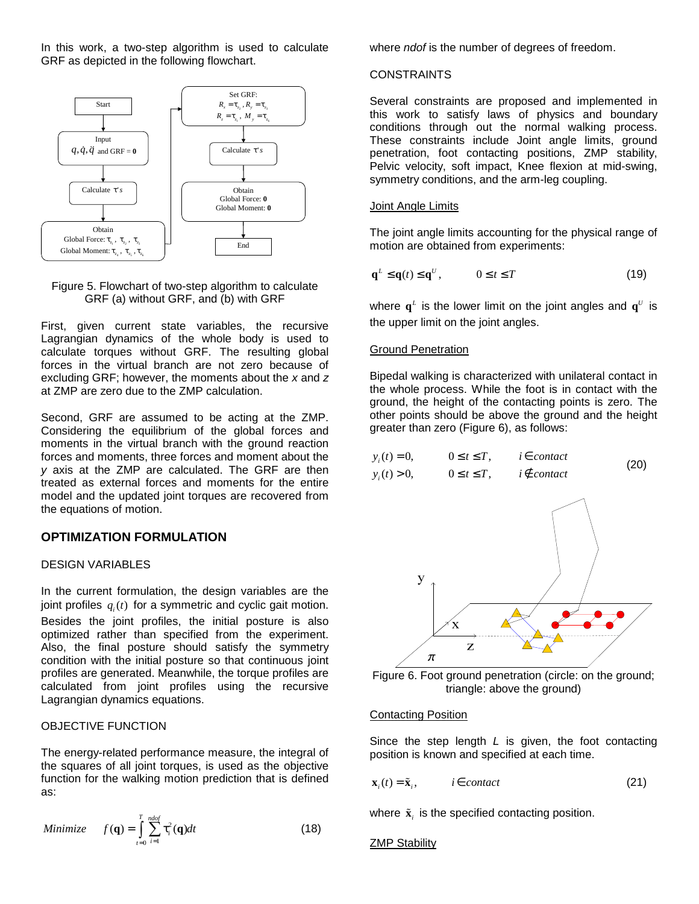In this work, a two-step algorithm is used to calculate GRF as depicted in the following flowchart.

Figure 5. Flowchart of two-step algorithm to calculate GRF (a) without GRF, and (b) with GRF

First, given current state variables, the recursive Lagrangian dynamics of the whole body is used to calculate torques without GRF. The resulting global forces in the virtual branch are not zero because of excluding GRF; however, the moments about the *x* and *z* at ZMP are zero due to the ZMP calculation.

Second, GRF are assumed to be acting at the ZMP. Considering the equilibrium of the global forces and moments in the virtual branch with the ground reaction forces and moments, three forces and moment about the *y* axis at the ZMP are calculated. The GRF are then treated as external forces and moments for the entire model and the updated joint torques are recovered from the equations of motion.

## OPTIMIZATION FORMULATION

### DESIGN VARIABLES

In the current formulation, the design variables are the joint profiles $q_i(t)$ for a symmetric and cyclic gait motion. Besides the joint profiles, the initial posture is also optimized rather than specified from the experiment. Also, the final posture should satisfy the symmetry condition with the initial posture so that continuous joint profiles are generated. Meanwhile, the torque profiles are calculated from joint profiles using the recursive Lagrangian dynamics equations.

### OBJECTIVE FUNCTION

The energy-related performance measure, the integral of the squares of all joint torques, is used as the objective function for the walking motion prediction that is defined as:

$$Minimize \quad f(\mathbf{q}) = \int_{t=0}^{T} \sum_{i=1}^{ndof} \tau_i^2(\mathbf{q}) dt \tag{18}$$

where *ndof* is the number of degrees of freedom.

### CONSTRAINTS

Several constraints are proposed and implemented in this work to satisfy laws of physics and boundary conditions through out the normal walking process. These constraints include Joint angle limits, ground penetration, foot contacting positions, ZMP stability, Pelvic velocity, soft impact, Knee flexion at mid-swing, symmetry conditions, and the arm-leg coupling.

#### Joint Angle Limits

The joint angle limits accounting for the physical range of motion are obtained from experiments:

$$\mathbf{q}^L \leq \mathbf{q}(t) \leq \mathbf{q}^U, \qquad 0 \leq t \leq T \tag{19}$$

where $\mathbf{q}^L$ is the lower limit on the joint angles and $\mathbf{q}^U$ is the upper limit on the joint angles.

#### Ground Penetration

Bipedal walking is characterized with unilateral contact in the whole process. While the foot is in contact with the ground, the height of the contacting points is zero. The other points should be above the ground and the height greater than zero (Figure 6), as follows:

$$\begin{aligned} y_i(t) &= 0, \qquad 0 \leq t \leq T, \qquad i \in contact \\ y_i(t) &> 0, \qquad 0 \leq t \leq T, \qquad i \notin contact \end{aligned} \tag{20}$$

Figure 6. Foot ground penetration (circle: on the ground; triangle: above the ground)

#### Contacting Position

Since the step length *L* is given, the foot contacting position is known and specified at each time.

$$\mathbf{x}_i(t) = \tilde{\mathbf{x}}_i, \qquad i \in contact \tag{21}$$

where $\tilde{\mathbf{x}}_i$ is the specified contacting position.

#### ZMP Stability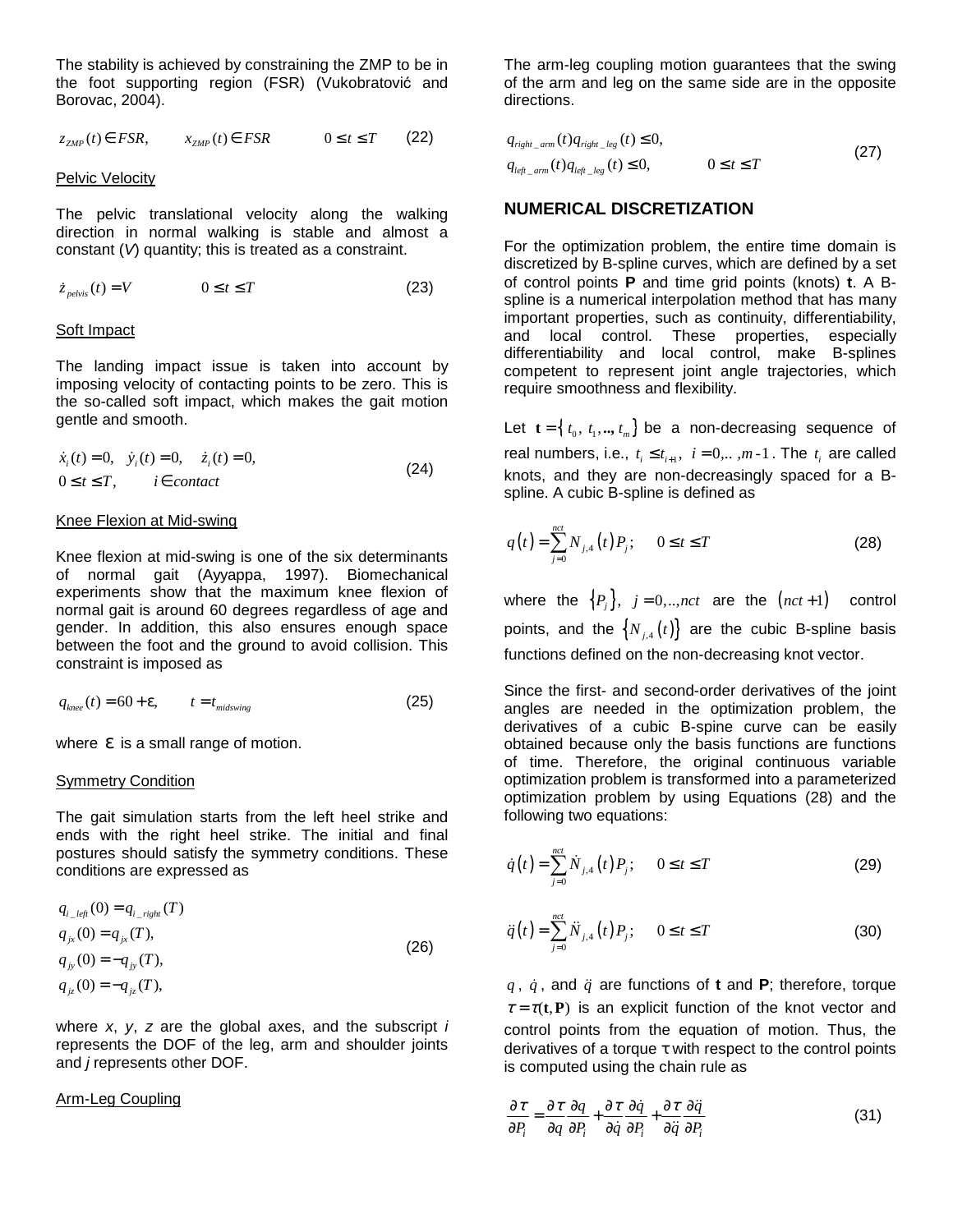The stability is achieved by constraining the ZMP to be in the foot supporting region (FSR) (Vukobratović and Borovac, 2004).

$$z_{ZMP}(t) \in FSR, \qquad x_{ZMP}(t) \in FSR \qquad 0 \le t \le T \tag{22}$$

Pelvic Velocity

The pelvic translational velocity along the walking direction in normal walking is stable and almost a constant (*V*) quantity; this is treated as a constraint.

$$\dot{z}_{pelvis}(t) = V \qquad 0 \le t \le T \tag{23}$$

Soft Impact

The landing impact issue is taken into account by imposing velocity of contacting points to be zero. This is the so-called soft impact, which makes the gait motion gentle and smooth.

$$\begin{aligned} &\dot{x}_i(t) = 0, \quad \dot{y}_i(t) = 0, \quad \dot{z}_i(t) = 0, \\ &0 \le t \le T, \qquad i \in contact \end{aligned} \tag{24}$$

Knee Flexion at Mid-swing

Knee flexion at mid-swing is one of the six determinants of normal gait (Ayyappa, 1997). Biomechanical experiments show that the maximum knee flexion of normal gait is around 60 degrees regardless of age and gender. In addition, this also ensures enough space between the foot and the ground to avoid collision. This constraint is imposed as

$$q_{knee}(t) = 60 + \varepsilon, \qquad t = t_{midswing} \tag{25}$$

where $\varepsilon$ is a small range of motion.

Symmetry Condition

The gait simulation starts from the left heel strike and ends with the right heel strike. The initial and final postures should satisfy the symmetry conditions. These conditions are expressed as

$$\begin{aligned} &q_{i\_left}(0) = q_{i\_right}(T) \\ &q_{jx}(0) = q_{jx}(T), \\ &q_{jy}(0) = -q_{jy}(T), \\ &q_{jz}(0) = -q_{jz}(T), \end{aligned} \tag{26}$$

where *x*, *y*, *z* are the global axes, and the subscript *i* represents the DOF of the leg, arm and shoulder joints and *j* represents other DOF.

Arm-Leg Coupling

The arm-leg coupling motion guarantees that the swing of the arm and leg on the same side are in the opposite directions.

$$\begin{aligned} &q_{right\_arm}(t) q_{right\_leg}(t) \le 0, \\ &q_{left\_arm}(t) q_{left\_leg}(t) \le 0, \qquad 0 \le t \le T \end{aligned} \tag{27}$$

## NUMERICAL DISCRETIZATION

For the optimization problem, the entire time domain is discretized by B-spline curves, which are defined by a set of control points **P** and time grid points (knots) **t**. A B-spline is a numerical interpolation method that has many important properties, such as continuity, differentiability, and local control. These properties, especially differentiability and local control, make B-splines competent to represent joint angle trajectories, which require smoothness and flexibility.

Let $\mathbf{t} = \{t_0, t_1, .., t_m\}$ be a non-decreasing sequence of real numbers, i.e., $t_i \le t_{i+1}, \; i = 0,..,m-1$. The $t_i$ are called knots, and they are non-decreasingly spaced for a B-spline. A cubic B-spline is defined as

$$q(t) = \sum_{j=0}^{nct} N_{j,4}(t) P_j; \qquad 0 \le t \le T \tag{28}$$

where the $\{P_j\}, \; j = 0,..,nct$ are the $(nct+1)$ control points, and the $\{N_{j,4}(t)\}$ are the cubic B-spline basis functions defined on the non-decreasing knot vector.

Since the first- and second-order derivatives of the joint angles are needed in the optimization problem, the derivatives of a cubic B-spine curve can be easily obtained because only the basis functions are functions of time. Therefore, the original continuous variable optimization problem is transformed into a parameterized optimization problem by using Equations (28) and the following two equations:

$$\dot{q}(t) = \sum_{j=0}^{nct} \dot{N}_{j,4}(t) P_j; \qquad 0 \le t \le T \tag{29}$$

$$\ddot{q}(t) = \sum_{j=0}^{nct} \ddot{N}_{j,4}(t) P_j; \qquad 0 \le t \le T \tag{30}$$

$q$, $\dot{q}$, and $\ddot{q}$ are functions of **t** and **P**; therefore, torque $\tau = \tau(\mathbf{t}, \mathbf{P})$ is an explicit function of the knot vector and control points from the equation of motion. Thus, the derivatives of a torque $\tau$ with respect to the control points is computed using the chain rule as

$$\frac{\partial \tau}{\partial P_i} = \frac{\partial \tau}{\partial q}\frac{\partial q}{\partial P_i} + \frac{\partial \tau}{\partial \dot{q}}\frac{\partial \dot{q}}{\partial P_i} + \frac{\partial \tau}{\partial \ddot{q}}\frac{\partial \ddot{q}}{\partial P_i} \tag{31}$$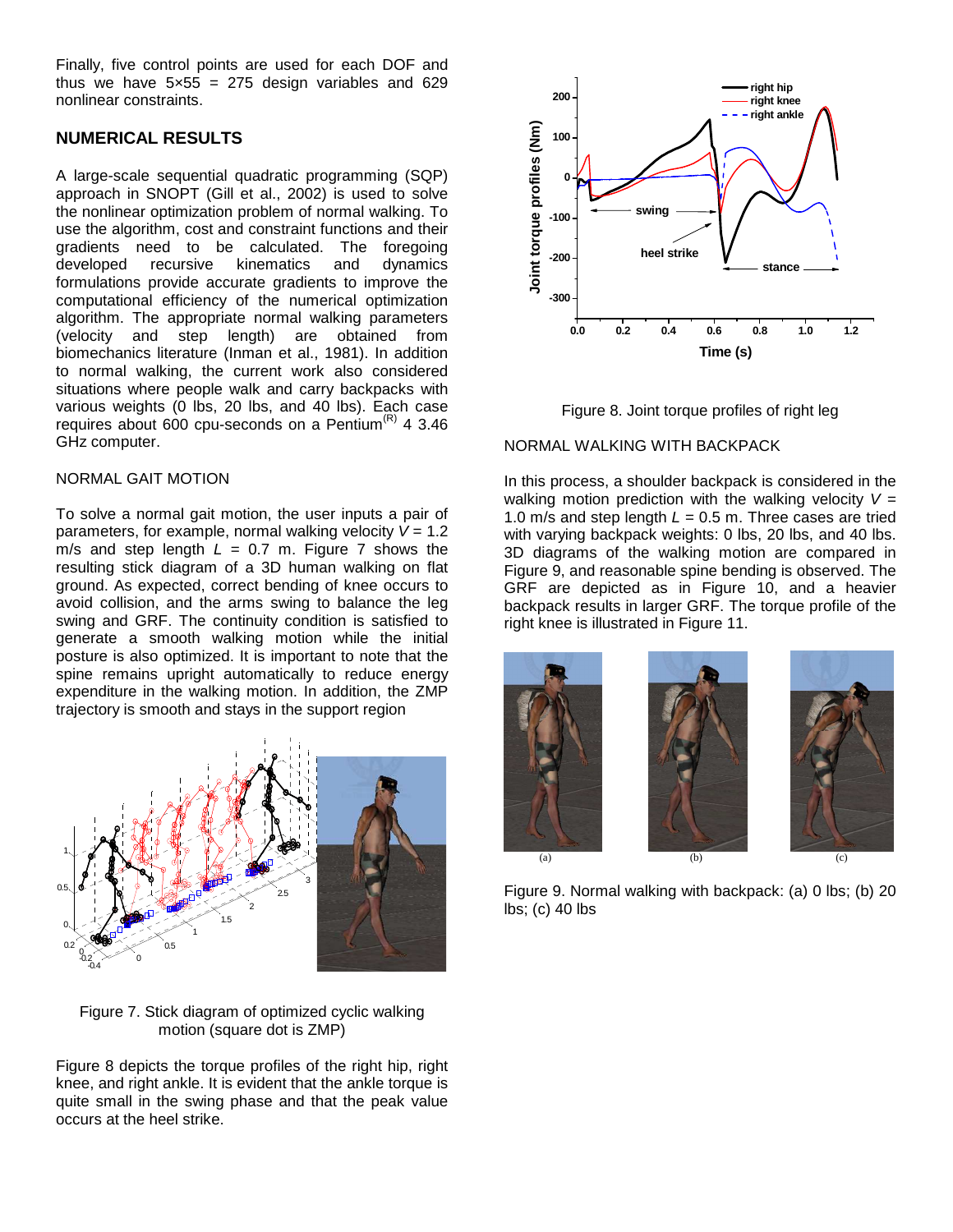Finally, five control points are used for each DOF and thus we have 5×55 = 275 design variables and 629 nonlinear constraints.

## NUMERICAL RESULTS

A large-scale sequential quadratic programming (SQP) approach in SNOPT (Gill et al., 2002) is used to solve the nonlinear optimization problem of normal walking. To use the algorithm, cost and constraint functions and their gradients need to be calculated. The foregoing developed recursive kinematics and dynamics formulations provide accurate gradients to improve the computational efficiency of the numerical optimization algorithm. The appropriate normal walking parameters (velocity and step length) are obtained from biomechanics literature (Inman et al., 1981). In addition to normal walking, the current work also considered situations where people walk and carry backpacks with various weights (0 lbs, 20 lbs, and 40 lbs). Each case requires about 600 cpu-seconds on a Pentium(R) 4 3.46 GHz computer.

### NORMAL GAIT MOTION

To solve a normal gait motion, the user inputs a pair of parameters, for example, normal walking velocity $V$ = 1.2 m/s and step length $L$ = 0.7 m. Figure 7 shows the resulting stick diagram of a 3D human walking on flat ground. As expected, correct bending of knee occurs to avoid collision, and the arms swing to balance the leg swing and GRF. The continuity condition is satisfied to generate a smooth walking motion while the initial posture is also optimized. It is important to note that the spine remains upright automatically to reduce energy expenditure in the walking motion. In addition, the ZMP trajectory is smooth and stays in the support region

Figure 7. Stick diagram of optimized cyclic walking motion (square dot is ZMP)

Figure 8 depicts the torque profiles of the right hip, right knee, and right ankle. It is evident that the ankle torque is quite small in the swing phase and that the peak value occurs at the heel strike.

Figure 8. Joint torque profiles of right leg

### NORMAL WALKING WITH BACKPACK

In this process, a shoulder backpack is considered in the walking motion prediction with the walking velocity $V$ = 1.0 m/s and step length $L$ = 0.5 m. Three cases are tried with varying backpack weights: 0 lbs, 20 lbs, and 40 lbs. 3D diagrams of the walking motion are compared in Figure 9, and reasonable spine bending is observed. The GRF are depicted as in Figure 10, and a heavier backpack results in larger GRF. The torque profile of the right knee is illustrated in Figure 11.

Figure 9. Normal walking with backpack: (a) 0 lbs; (b) 20 lbs; (c) 40 lbs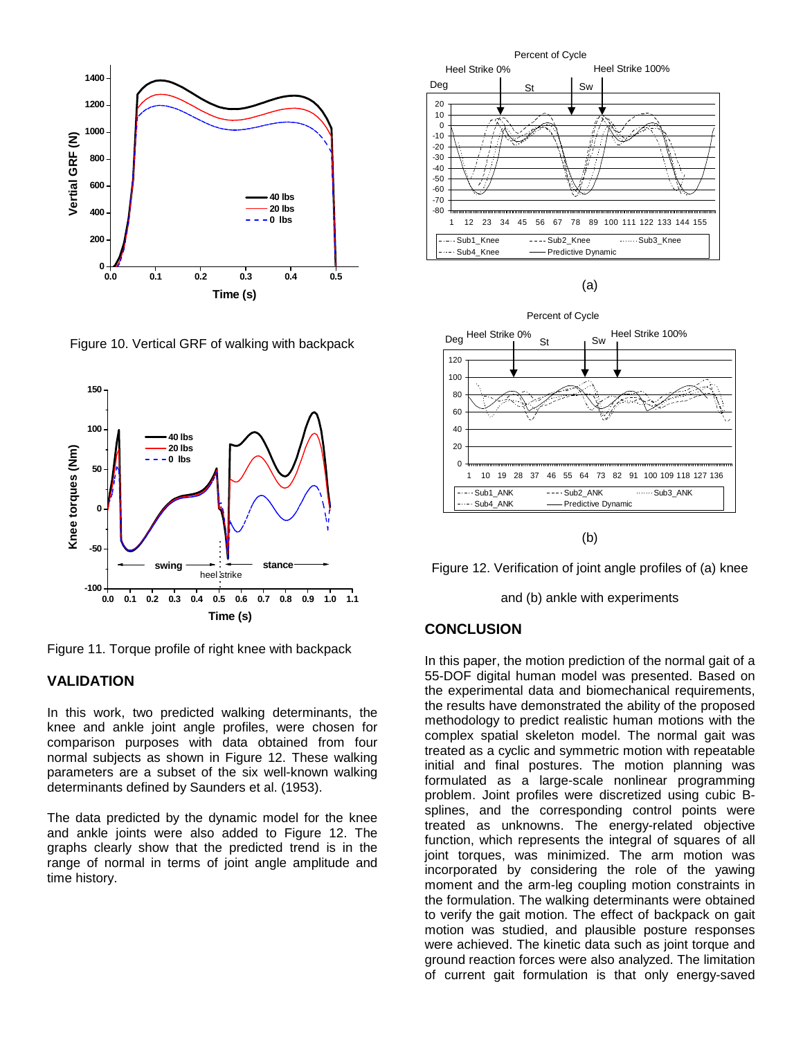Figure 10. Vertical GRF of walking with backpack

Figure 11. Torque profile of right knee with backpack

## VALIDATION

In this work, two predicted walking determinants, the knee and ankle joint angle profiles, were chosen for comparison purposes with data obtained from four normal subjects as shown in Figure 12. These walking parameters are a subset of the six well-known walking determinants defined by Saunders et al. (1953).

The data predicted by the dynamic model for the knee and ankle joints were also added to Figure 12. The graphs clearly show that the predicted trend is in the range of normal in terms of joint angle amplitude and time history.

(a)

(b)

Figure 12. Verification of joint angle profiles of (a) knee and (b) ankle with experiments

## CONCLUSION

In this paper, the motion prediction of the normal gait of a 55-DOF digital human model was presented. Based on the experimental data and biomechanical requirements, the results have demonstrated the ability of the proposed methodology to predict realistic human motions with the complex spatial skeleton model. The normal gait was treated as a cyclic and symmetric motion with repeatable initial and final postures. The motion planning was formulated as a large-scale nonlinear programming problem. Joint profiles were discretized using cubic B-splines, and the corresponding control points were treated as unknowns. The energy-related objective function, which represents the integral of squares of all joint torques, was minimized. The arm motion was incorporated by considering the role of the yawing moment and the arm-leg coupling motion constraints in the formulation. The walking determinants were obtained to verify the gait motion. The effect of backpack on gait motion was studied, and plausible posture responses were achieved. The kinetic data such as joint torque and ground reaction forces were also analyzed. The limitation of current gait formulation is that only energy-saved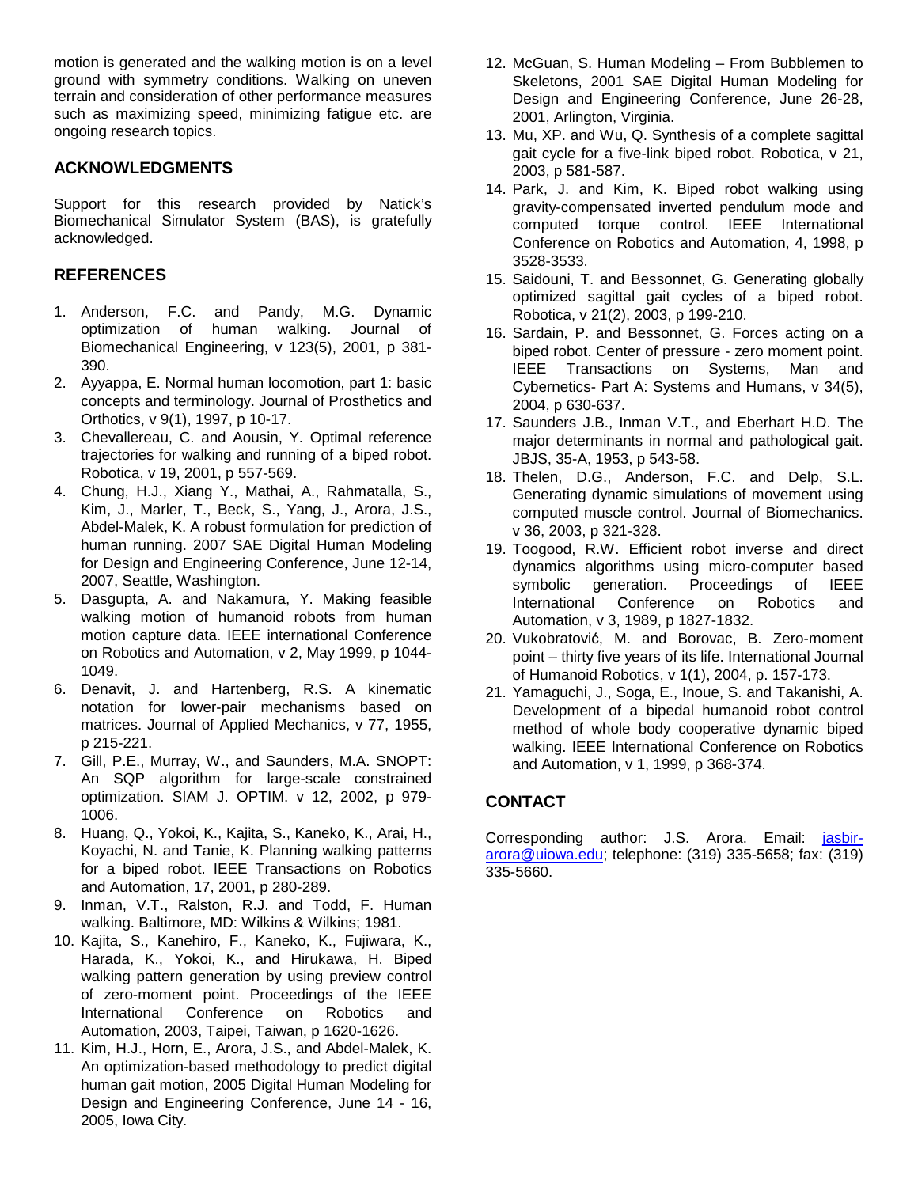motion is generated and the walking motion is on a level ground with symmetry conditions. Walking on uneven terrain and consideration of other performance measures such as maximizing speed, minimizing fatigue etc. are ongoing research topics.

## ACKNOWLEDGMENTS

Support for this research provided by Natick's Biomechanical Simulator System (BAS), is gratefully acknowledged.

## REFERENCES

1. Anderson, F.C. and Pandy, M.G. Dynamic optimization of human walking. Journal of Biomechanical Engineering, v 123(5), 2001, p 381-390.
2. Ayyappa, E. Normal human locomotion, part 1: basic concepts and terminology. Journal of Prosthetics and Orthotics, v 9(1), 1997, p 10-17.
3. Chevallereau, C. and Aousin, Y. Optimal reference trajectories for walking and running of a biped robot. Robotica, v 19, 2001, p 557-569.
4. Chung, H.J., Xiang Y., Mathai, A., Rahmatalla, S., Kim, J., Marler, T., Beck, S., Yang, J., Arora, J.S., Abdel-Malek, K. A robust formulation for prediction of human running. 2007 SAE Digital Human Modeling for Design and Engineering Conference, June 12-14, 2007, Seattle, Washington.
5. Dasgupta, A. and Nakamura, Y. Making feasible walking motion of humanoid robots from human motion capture data. IEEE international Conference on Robotics and Automation, v 2, May 1999, p 1044-1049.
6. Denavit, J. and Hartenberg, R.S. A kinematic notation for lower-pair mechanisms based on matrices. Journal of Applied Mechanics, v 77, 1955, p 215-221.
7. Gill, P.E., Murray, W., and Saunders, M.A. SNOPT: An SQP algorithm for large-scale constrained optimization. SIAM J. OPTIM. v 12, 2002, p 979-1006.
8. Huang, Q., Yokoi, K., Kajita, S., Kaneko, K., Arai, H., Koyachi, N. and Tanie, K. Planning walking patterns for a biped robot. IEEE Transactions on Robotics and Automation, 17, 2001, p 280-289.
9. Inman, V.T., Ralston, R.J. and Todd, F. Human walking. Baltimore, MD: Wilkins & Wilkins; 1981.
10. Kajita, S., Kanehiro, F., Kaneko, K., Fujiwara, K., Harada, K., Yokoi, K., and Hirukawa, H. Biped walking pattern generation by using preview control of zero-moment point. Proceedings of the IEEE International Conference on Robotics and Automation, 2003, Taipei, Taiwan, p 1620-1626.
11. Kim, H.J., Horn, E., Arora, J.S., and Abdel-Malek, K. An optimization-based methodology to predict digital human gait motion, 2005 Digital Human Modeling for Design and Engineering Conference, June 14 - 16, 2005, Iowa City.
12. McGuan, S. Human Modeling – From Bubblemen to Skeletons, 2001 SAE Digital Human Modeling for Design and Engineering Conference, June 26-28, 2001, Arlington, Virginia.
13. Mu, XP. and Wu, Q. Synthesis of a complete sagittal gait cycle for a five-link biped robot. Robotica, v 21, 2003, p 581-587.
14. Park, J. and Kim, K. Biped robot walking using gravity-compensated inverted pendulum mode and computed torque control. IEEE International Conference on Robotics and Automation, 4, 1998, p 3528-3533.
15. Saidouni, T. and Bessonnet, G. Generating globally optimized sagittal gait cycles of a biped robot. Robotica, v 21(2), 2003, p 199-210.
16. Sardain, P. and Bessonnet, G. Forces acting on a biped robot. Center of pressure - zero moment point. IEEE Transactions on Systems, Man and Cybernetics- Part A: Systems and Humans, v 34(5), 2004, p 630-637.
17. Saunders J.B., Inman V.T., and Eberhart H.D. The major determinants in normal and pathological gait. JBJS, 35-A, 1953, p 543-58.
18. Thelen, D.G., Anderson, F.C. and Delp, S.L. Generating dynamic simulations of movement using computed muscle control. Journal of Biomechanics. v 36, 2003, p 321-328.
19. Toogood, R.W. Efficient robot inverse and direct dynamics algorithms using micro-computer based symbolic generation. Proceedings of IEEE International Conference on Robotics and Automation, v 3, 1989, p 1827-1832.
20. Vukobratović, M. and Borovac, B. Zero-moment point – thirty five years of its life. International Journal of Humanoid Robotics, v 1(1), 2004, p. 157-173.
21. Yamaguchi, J., Soga, E., Inoue, S. and Takanishi, A. Development of a bipedal humanoid robot control method of whole body cooperative dynamic biped walking. IEEE International Conference on Robotics and Automation, v 1, 1999, p 368-374.

## CONTACT

Corresponding author: J.S. Arora. Email: jasbir-arora@uiowa.edu; telephone: (319) 335-5658; fax: (319) 335-5660.